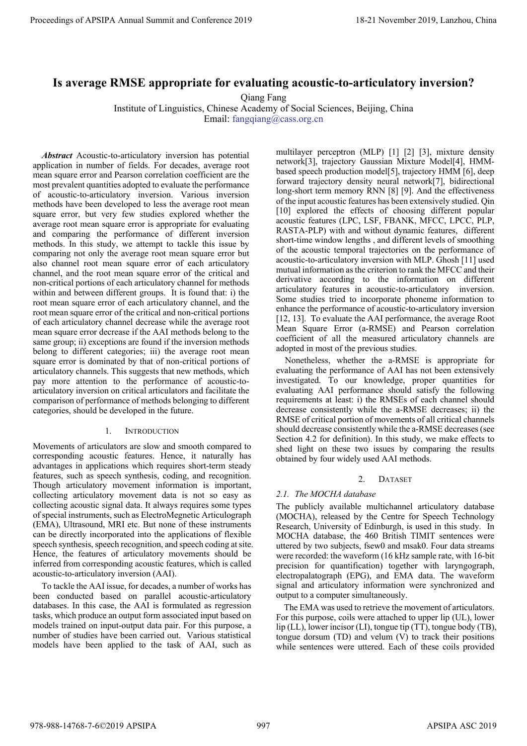# Is average RMSE appropriate for evaluating acoustic-to-articulatory inversion?

Qiang Fang

Institute of Linguistics, Chinese Academy of Social Sciences, Beijing, China

Email: fangqiang@cass.org.cn

***Abstract*** Acoustic-to-articulatory inversion has potential application in number of fields. For decades, average root mean square error and Pearson correlation coefficient are the most prevalent quantities adopted to evaluate the performance of acoustic-to-articulatory inversion. Various inversion methods have been developed to less the average root mean square error, but very few studies explored whether the average root mean square error is appropriate for evaluating and comparing the performance of different inversion methods. In this study, we attempt to tackle this issue by comparing not only the average root mean square error but also channel root mean square error of each articulatory channel, and the root mean square error of the critical and non-critical portions of each articulatory channel for methods within and between different groups. It is found that: i) the root mean square error of each articulatory channel, and the root mean square error of the critical and non-critical portions of each articulatory channel decrease while the average root mean square error decrease if the AAI methods belong to the same group; ii) exceptions are found if the inversion methods belong to different categories; iii) the average root mean square error is dominated by that of non-critical portions of articulatory channels. This suggests that new methods, which pay more attention to the performance of acoustic-to-articulatory inversion on critical articulators and facilitate the comparison of performance of methods belonging to different categories, should be developed in the future.

## 1. Introduction

Movements of articulators are slow and smooth compared to corresponding acoustic features. Hence, it naturally has advantages in applications which requires short-term steady features, such as speech synthesis, coding, and recognition. Though articulatory movement information is important, collecting articulatory movement data is not so easy as collecting acoustic signal data. It always requires some types of special instruments, such as ElectroMagnetic Articulograph (EMA), Ultrasound, MRI etc. But none of these instruments can be directly incorporated into the applications of flexible speech synthesis, speech recognition, and speech coding at site. Hence, the features of articulatory movements should be inferred from corresponding acoustic features, which is called acoustic-to-articulatory inversion (AAI).

To tackle the AAI issue, for decades, a number of works has been conducted based on parallel acoustic-articulatory databases. In this case, the AAI is formulated as regression tasks, which produce an output form associated input based on models trained on input-output data pair. For this purpose, a number of studies have been carried out. Various statistical models have been applied to the task of AAI, such as multilayer perceptron (MLP) [1] [2] [3], mixture density network[3], trajectory Gaussian Mixture Model[4], HMM-based speech production model[5], trajectory HMM [6], deep forward trajectory density neural network[7], bidirectional long-short term memory RNN [8] [9]. And the effectiveness of the input acoustic features has been extensively studied. Qin [10] explored the effects of choosing different popular acoustic features (LPC, LSF, FBANK, MFCC, LPCC, PLP, RASTA-PLP) with and without dynamic features, different short-time window lengths , and different levels of smoothing of the acoustic temporal trajectories on the performance of acoustic-to-articulatory inversion with MLP. Ghosh [11] used mutual information as the criterion to rank the MFCC and their derivative according to the information on different articulatory features in acoustic-to-articulatory inversion. Some studies tried to incorporate phoneme information to enhance the performance of acoustic-to-articulatory inversion [12, 13]. To evaluate the AAI performance, the average Root Mean Square Error (a-RMSE) and Pearson correlation coefficient of all the measured articulatory channels are adopted in most of the previous studies.

Nonetheless, whether the a-RMSE is appropriate for evaluating the performance of AAI has not been extensively investigated. To our knowledge, proper quantities for evaluating AAI performance should satisfy the following requirements at least: i) the RMSEs of each channel should decrease consistently while the a-RMSE decreases; ii) the RMSE of critical portion of movements of all critical channels should decrease consistently while the a-RMSE decreases (see Section 4.2 for definition). In this study, we make effects to shed light on these two issues by comparing the results obtained by four widely used AAI methods.

## 2. Dataset

### 2.1. The MOCHA database

The publicly available multichannel articulatory database (MOCHA), released by the Centre for Speech Technology Research, University of Edinburgh, is used in this study. In MOCHA database, the 460 British TIMIT sentences were uttered by two subjects, fsew0 and msak0. Four data streams were recorded: the waveform (16 kHz sample rate, with 16-bit precision for quantification) together with laryngograph, electropalatograph (EPG), and EMA data. The waveform signal and articulatory information were synchronized and output to a computer simultaneously.

The EMA was used to retrieve the movement of articulators. For this purpose, coils were attached to upper lip (UL), lower lip (LL), lower incisor (LI), tongue tip (TT), tongue body (TB), tongue dorsum (TD) and velum (V) to track their positions while sentences were uttered. Each of these coils provided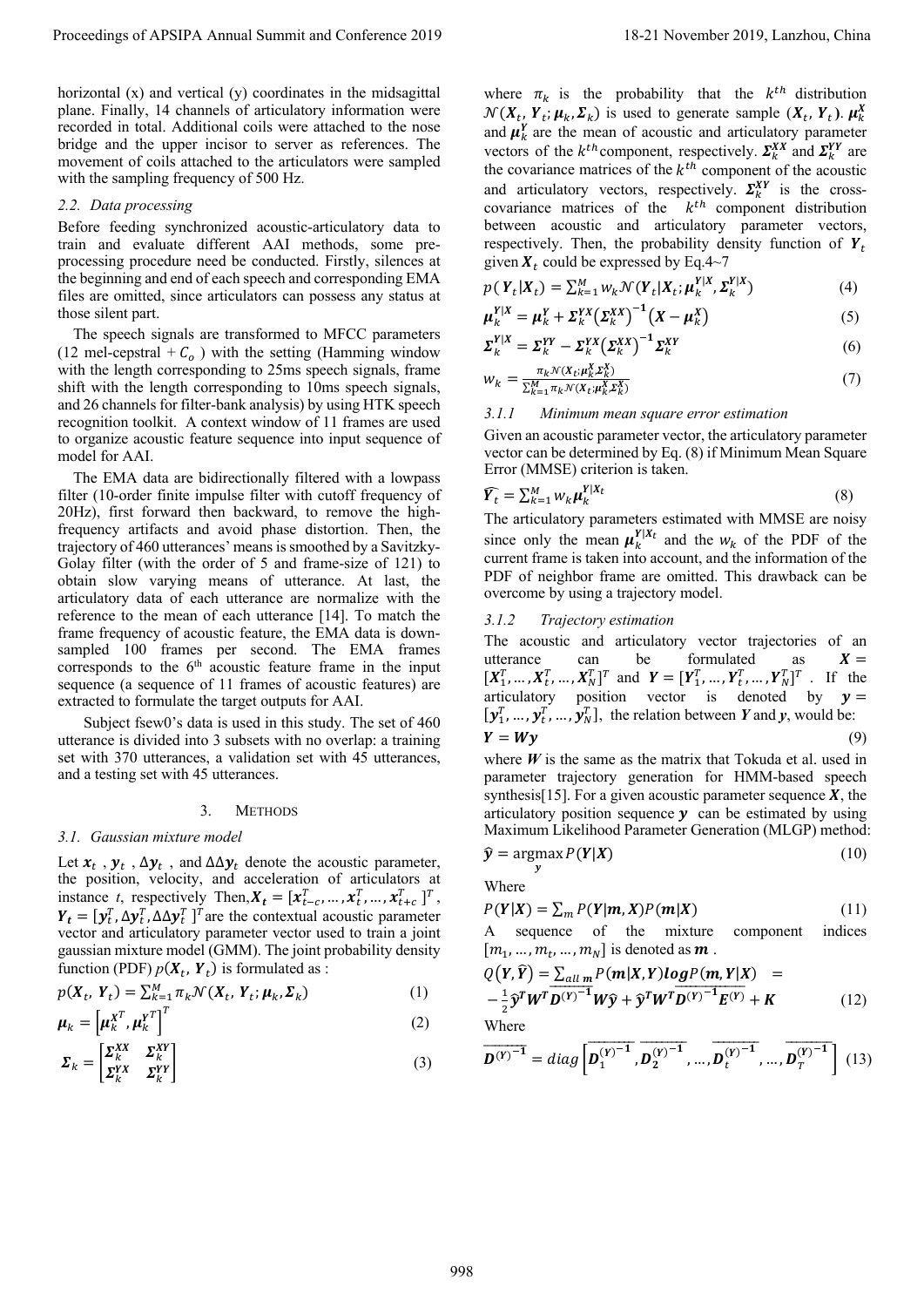horizontal (x) and vertical (y) coordinates in the midsagittal plane. Finally, 14 channels of articulatory information were recorded in total. Additional coils were attached to the nose bridge and the upper incisor to server as references. The movement of coils attached to the articulators were sampled with the sampling frequency of 500 Hz.

### 2.2. Data processing

Before feeding synchronized acoustic-articulatory data to train and evaluate different AAI methods, some pre-processing procedure need be conducted. Firstly, silences at the beginning and end of each speech and corresponding EMA files are omitted, since articulators can possess any status at those silent part.

The speech signals are transformed to MFCC parameters (12 mel-cepstral + $C_o$ ) with the setting (Hamming window with the length corresponding to 25ms speech signals, frame shift with the length corresponding to 10ms speech signals, and 26 channels for filter-bank analysis) by using HTK speech recognition toolkit. A context window of 11 frames are used to organize acoustic feature sequence into input sequence of model for AAI.

The EMA data are bidirectionally filtered with a lowpass filter (10-order finite impulse filter with cutoff frequency of 20Hz), first forward then backward, to remove the high-frequency artifacts and avoid phase distortion. Then, the trajectory of 460 utterances' means is smoothed by a Savitzky-Golay filter (with the order of 5 and frame-size of 121) to obtain slow varying means of utterance. At last, the articulatory data of each utterance are normalize with the reference to the mean of each utterance [14]. To match the frame frequency of acoustic feature, the EMA data is down-sampled 100 frames per second. The EMA frames corresponds to the 6th acoustic feature frame in the input sequence (a sequence of 11 frames of acoustic features) are extracted to formulate the target outputs for AAI.

Subject fsew0's data is used in this study. The set of 460 utterance is divided into 3 subsets with no overlap: a training set with 370 utterances, a validation set with 45 utterances, and a testing set with 45 utterances.

## 3. Methods

### 3.1. Gaussian mixture model

Let $\boldsymbol{x}_t$ , $\boldsymbol{y}_t$ , $\Delta\boldsymbol{y}_t$ , and $\Delta\Delta\boldsymbol{y}_t$ denote the acoustic parameter, the position, velocity, and acceleration of articulators at instance *t*, respectively Then, $\boldsymbol{X}_t = [\boldsymbol{x}_{t-c}^T, \ldots, \boldsymbol{x}_t^T, \ldots, \boldsymbol{x}_{t+c}^T]^T$, $\boldsymbol{Y}_t = [\boldsymbol{y}_t^T, \Delta\boldsymbol{y}_t^T, \Delta\Delta\boldsymbol{y}_t^T]^T$ are the contextual acoustic parameter vector and articulatory parameter vector used to train a joint gaussian mixture model (GMM). The joint probability density function (PDF) $p(\boldsymbol{X}_t, \boldsymbol{Y}_t)$ is formulated as :

$$p(\boldsymbol{X}_t, \boldsymbol{Y}_t) = \sum_{k=1}^{M} \pi_k \mathcal{N}(\boldsymbol{X}_t, \boldsymbol{Y}_t; \boldsymbol{\mu}_k, \boldsymbol{\Sigma}_k) \tag{1}$$

$$\boldsymbol{\mu}_k = \left[\boldsymbol{\mu}_k^{X^T}, \boldsymbol{\mu}_k^{Y^T}\right]^T \tag{2}$$

$$\boldsymbol{\Sigma}_k = \begin{bmatrix} \boldsymbol{\Sigma}_k^{XX} & \boldsymbol{\Sigma}_k^{XY} \\ \boldsymbol{\Sigma}_k^{YX} & \boldsymbol{\Sigma}_k^{YY} \end{bmatrix} \tag{3}$$

where $\pi_k$ is the probability that the $k^{th}$ distribution $\mathcal{N}(\boldsymbol{X}_t, \boldsymbol{Y}_t; \boldsymbol{\mu}_k, \boldsymbol{\Sigma}_k)$ is used to generate sample $(\boldsymbol{X}_t, \boldsymbol{Y}_t)$. $\boldsymbol{\mu}_k^X$ and $\boldsymbol{\mu}_k^Y$ are the mean of acoustic and articulatory parameter vectors of the $k^{th}$component, respectively. $\boldsymbol{\Sigma}_k^{XX}$ and $\boldsymbol{\Sigma}_k^{YY}$ are the covariance matrices of the $k^{th}$ component of the acoustic and articulatory vectors, respectively. $\boldsymbol{\Sigma}_k^{XY}$ is the cross-covariance matrices of the $k^{th}$ component distribution between acoustic and articulatory parameter vectors, respectively. Then, the probability density function of $\boldsymbol{Y}_t$ given $\boldsymbol{X}_t$ could be expressed by Eq.4~7

$$p(\boldsymbol{Y}_t|\boldsymbol{X}_t) = \sum_{k=1}^{M} w_k \mathcal{N}(\boldsymbol{Y}_t|\boldsymbol{X}_t; \boldsymbol{\mu}_k^{Y|X}, \boldsymbol{\Sigma}_k^{Y|X}) \tag{4}$$

$$\boldsymbol{\mu}_k^{Y|X} = \boldsymbol{\mu}_k^Y + \boldsymbol{\Sigma}_k^{YX}\left(\boldsymbol{\Sigma}_k^{XX}\right)^{-1}\left(\boldsymbol{X} - \boldsymbol{\mu}_k^X\right) \tag{5}$$

$$\boldsymbol{\Sigma}_k^{Y|X} = \boldsymbol{\Sigma}_k^{YY} - \boldsymbol{\Sigma}_k^{YX}\left(\boldsymbol{\Sigma}_k^{XX}\right)^{-1}\boldsymbol{\Sigma}_k^{XY} \tag{6}$$

$$w_k = \frac{\pi_k \mathcal{N}(\boldsymbol{X}_t; \boldsymbol{\mu}_k^X, \boldsymbol{\Sigma}_k^X)}{\sum_{k=1}^{M} \pi_k \mathcal{N}(\boldsymbol{X}_t; \boldsymbol{\mu}_k^X, \boldsymbol{\Sigma}_k^X)} \tag{7}$$

#### 3.1.1 Minimum mean square error estimation

Given an acoustic parameter vector, the articulatory parameter vector can be determined by Eq. (8) if Minimum Mean Square Error (MMSE) criterion is taken.

$$\widehat{\boldsymbol{Y}_t} = \sum_{k=1}^{M} w_k \boldsymbol{\mu}_k^{Y|X_t} \tag{8}$$

The articulatory parameters estimated with MMSE are noisy since only the mean $\boldsymbol{\mu}_k^{Y|X_t}$ and the $w_k$ of the PDF of the current frame is taken into account, and the information of the PDF of neighbor frame are omitted. This drawback can be overcome by using a trajectory model.

#### 3.1.2 Trajectory estimation

The acoustic and articulatory vector trajectories of an utterance can be formulated as $\boldsymbol{X} = [\boldsymbol{X}_1^T, \ldots, \boldsymbol{X}_t^T, \ldots, \boldsymbol{X}_N^T]^T$ and $\boldsymbol{Y} = [\boldsymbol{Y}_1^T, \ldots, \boldsymbol{Y}_t^T, \ldots, \boldsymbol{Y}_N^T]^T$ . If the articulatory position vector is denoted by $\boldsymbol{y} = [\boldsymbol{y}_1^T, \ldots, \boldsymbol{y}_t^T, \ldots, \boldsymbol{y}_N^T]$, the relation between $\boldsymbol{Y}$ and $\boldsymbol{y}$, would be:

$$\boldsymbol{Y} = \boldsymbol{W}\boldsymbol{y} \tag{9}$$

where $\boldsymbol{W}$ is the same as the matrix that Tokuda et al. used in parameter trajectory generation for HMM-based speech synthesis[15]. For a given acoustic parameter sequence $\boldsymbol{X}$, the articulatory position sequence $\boldsymbol{y}$ can be estimated by using Maximum Likelihood Parameter Generation (MLGP) method:

$$\hat{\boldsymbol{y}} = \underset{\boldsymbol{y}}{\operatorname{argmax}}\, P(\boldsymbol{Y}|\boldsymbol{X}) \tag{10}$$

Where

$$P(\boldsymbol{Y}|\boldsymbol{X}) = \sum_m P(\boldsymbol{Y}|\boldsymbol{m}, \boldsymbol{X})P(\boldsymbol{m}|\boldsymbol{X}) \tag{11}$$

A sequence of the mixture component indices $[m_1, \ldots, m_t, \ldots, m_N]$ is denoted as $\boldsymbol{m}$ .

$$Q(\boldsymbol{Y}, \widehat{\boldsymbol{Y}}) = \sum_{all\ \boldsymbol{m}} P(\boldsymbol{m}|\boldsymbol{X}, \boldsymbol{Y})\boldsymbol{log}P(\boldsymbol{m}, \boldsymbol{Y}|\boldsymbol{X}) = -\frac{1}{2}\hat{\boldsymbol{y}}^T\boldsymbol{W}^T\overline{\boldsymbol{D}^{(Y)^{-1}}}\boldsymbol{W}\hat{\boldsymbol{y}} + \hat{\boldsymbol{y}}^T\boldsymbol{W}^T\overline{\boldsymbol{D}^{(Y)^{-1}}\boldsymbol{E}^{(Y)}} + \boldsymbol{K} \tag{12}$$

Where

$$\overline{\boldsymbol{D}^{(Y)^{-1}}} = diag\left[\overline{\boldsymbol{D}_1^{(Y)^{-1}}}, \overline{\boldsymbol{D}_2^{(Y)^{-1}}}, \ldots, \overline{\boldsymbol{D}_t^{(Y)^{-1}}}, \ldots, \overline{\boldsymbol{D}_T^{(Y)^{-1}}}\right] \tag{13}$$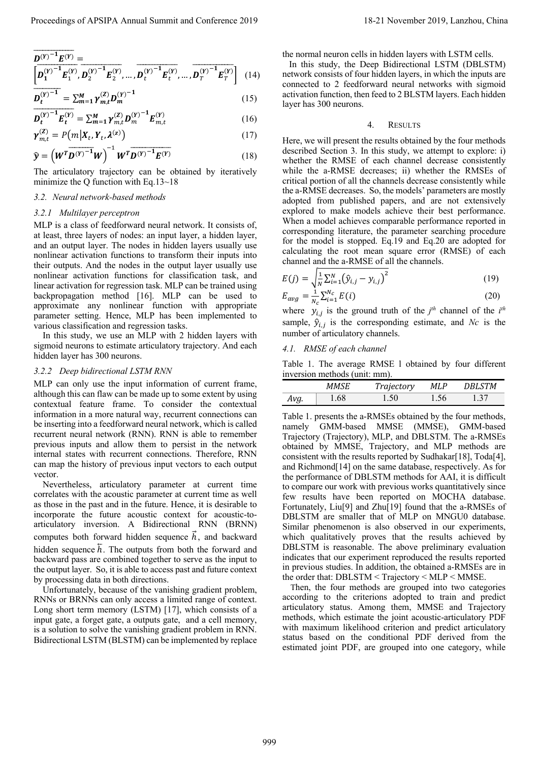$$\overline{\boldsymbol{D}^{(Y)^{-1}}\boldsymbol{E}^{(Y)}} = \left[\overline{\boldsymbol{D}_1^{(Y)^{-1}}\boldsymbol{E}_1^{(Y)}}, \overline{\boldsymbol{D}_2^{(Y)^{-1}}\boldsymbol{E}_2^{(Y)}}, \dots, \overline{\boldsymbol{D}_t^{(Y)^{-1}}\boldsymbol{E}_t^{(Y)}}, \dots, \overline{\boldsymbol{D}_T^{(Y)^{-1}}\boldsymbol{E}_T^{(Y)}}\right] \quad (14)$$

$$\overline{\boldsymbol{D}_t^{(Y)^{-1}}} = \sum_{m=1}^{M} \boldsymbol{\gamma}_{m,t}^{(Z)} \boldsymbol{D}_m^{(Y)^{-1}} \quad (15)$$

$$\overline{\boldsymbol{D}_t^{(Y)^{-1}}\boldsymbol{E}_t^{(Y)}} = \sum_{m=1}^{M} \boldsymbol{\gamma}_{m,t}^{(Z)} \boldsymbol{D}_m^{(Y)^{-1}} \boldsymbol{E}_{m,t}^{(Y)} \quad (16)$$

$$\boldsymbol{\gamma}_{m,t}^{(Z)} = P\left(m \middle| \boldsymbol{X}_t, \boldsymbol{Y}_t, \boldsymbol{\lambda}^{(z)}\right) \quad (17)$$

$$\hat{\boldsymbol{y}} = \left(\boldsymbol{W}^T \overline{\boldsymbol{D}^{(Y)^{-1}}} \boldsymbol{W}\right)^{-1} \boldsymbol{W}^T \overline{\boldsymbol{D}^{(Y)^{-1}}\boldsymbol{E}^{(Y)}} \quad (18)$$

The articulatory trajectory can be obtained by iteratively minimize the Q function with Eq.13~18

### 3.2. Neural network-based methods

#### 3.2.1 Multilayer perceptron

MLP is a class of feedforward neural network. It consists of, at least, three layers of nodes: an input layer, a hidden layer, and an output layer. The nodes in hidden layers usually use nonlinear activation functions to transform their inputs into their outputs. And the nodes in the output layer usually use nonlinear activation functions for classification task, and linear activation for regression task. MLP can be trained using backpropagation method [16]. MLP can be used to approximate any nonlinear function with appropriate parameter setting. Hence, MLP has been implemented to various classification and regression tasks.

In this study, we use an MLP with 2 hidden layers with sigmoid neurons to estimate articulatory trajectory. And each hidden layer has 300 neurons.

#### 3.2.2 Deep bidirectional LSTM RNN

MLP can only use the input information of current frame, although this can flaw can be made up to some extent by using contextual feature frame. To consider the contextual information in a more natural way, recurrent connections can be inserting into a feedforward neural network, which is called recurrent neural network (RNN). RNN is able to remember previous inputs and allow them to persist in the network internal states with recurrent connections. Therefore, RNN can map the history of previous input vectors to each output vector.

Nevertheless, articulatory parameter at current time correlates with the acoustic parameter at current time as well as those in the past and in the future. Hence, it is desirable to incorporate the future acoustic context for acoustic-to-articulatory inversion. A Bidirectional RNN (BRNN) computes both forward hidden sequence $\vec{h}$, and backward hidden sequence $\overleftarrow{h}$. The outputs from both the forward and backward pass are combined together to serve as the input to the output layer. So, it is able to access past and future context by processing data in both directions.

Unfortunately, because of the vanishing gradient problem, RNNs or BRNNs can only access a limited range of context. Long short term memory (LSTM) [17], which consists of a input gate, a forget gate, a outputs gate, and a cell memory, is a solution to solve the vanishing gradient problem in RNN. Bidirectional LSTM (BLSTM) can be implemented by replace the normal neuron cells in hidden layers with LSTM cells.

In this study, the Deep Bidirectional LSTM (DBLSTM) network consists of four hidden layers, in which the inputs are connected to 2 feedforward neural networks with sigmoid activation function, then feed to 2 BLSTM layers. Each hidden layer has 300 neurons.

## 4. RESULTS

Here, we will present the results obtained by the four methods described Section 3. In this study, we attempt to explore: i) whether the RMSE of each channel decrease consistently while the a-RMSE decreases; ii) whether the RMSEs of critical portion of all the channels decrease consistently while the a-RMSE decreases. So, the models' parameters are mostly adopted from published papers, and are not extensively explored to make models achieve their best performance. When a model achieves comparable performance reported in corresponding literature, the parameter searching procedure for the model is stopped. Eq.19 and Eq.20 are adopted for calculating the root mean square error (RMSE) of each channel and the a-RMSE of all the channels.

$$E(j) = \sqrt{\frac{1}{N}\sum_{i=1}^{N}\left(\hat{y}_{i,j} - y_{i,j}\right)^2} \quad (19)$$

$$E_{avg} = \frac{1}{N_c}\sum_{i=1}^{N_c} E(i) \quad (20)$$

where $y_{i,j}$ is the ground truth of the $j^{th}$ channel of the $i^{th}$ sample, $\hat{y}_{i,j}$ is the corresponding estimate, and $Nc$ is the number of articulatory channels.

### 4.1. RMSE of each channel

Table 1. The average RMSE l obtained by four different inversion methods (unit: mm).

| | *MMSE* | *Trajectory* | *MLP* | *DBLSTM* |
|---|---|---|---|---|
| *Avg.* | 1.68 | 1.50 | 1.56 | 1.37 |

Table 1. presents the a-RMSEs obtained by the four methods, namely GMM-based MMSE (MMSE), GMM-based Trajectory (Trajectory), MLP, and DBLSTM. The a-RMSEs obtained by MMSE, Trajectory, and MLP methods are consistent with the results reported by Sudhakar[18], Toda[4], and Richmond[14] on the same database, respectively. As for the performance of DBLSTM methods for AAI, it is difficult to compare our work with previous works quantitatively since few results have been reported on MOCHA database. Fortunately, Liu[9] and Zhu[19] found that the a-RMSEs of DBLSTM are smaller that of MLP on MNGU0 database. Similar phenomenon is also observed in our experiments, which qualitatively proves that the results achieved by DBLSTM is reasonable. The above preliminary evaluation indicates that our experiment reproduced the results reported in previous studies. In addition, the obtained a-RMSEs are in the order that: DBLSTM < Trajectory < MLP < MMSE.

Then, the four methods are grouped into two categories according to the criterions adopted to train and predict articulatory status. Among them, MMSE and Trajectory methods, which estimate the joint acoustic-articulatory PDF with maximum likelihood criterion and predict articulatory status based on the conditional PDF derived from the estimated joint PDF, are grouped into one category, while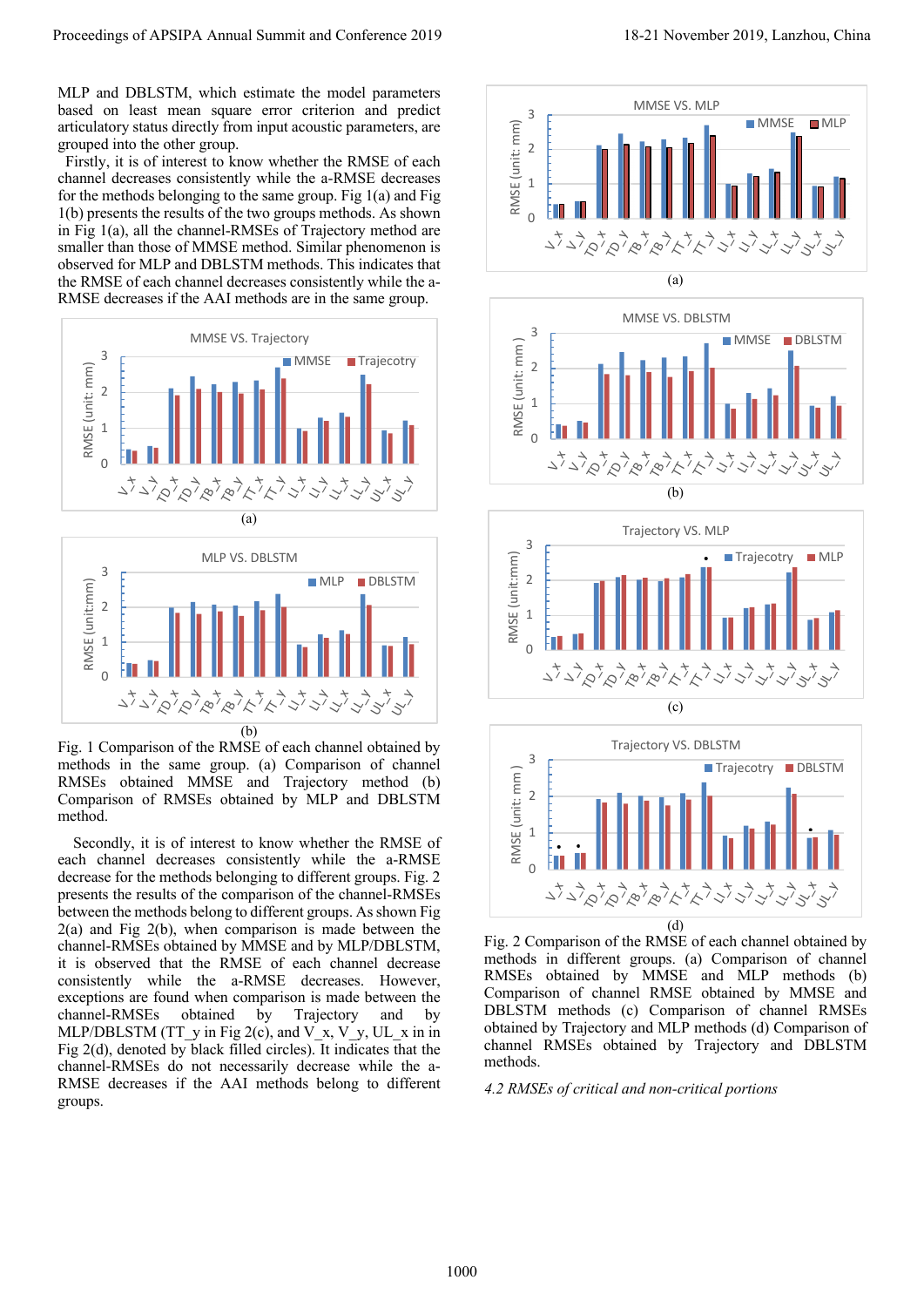MLP and DBLSTM, which estimate the model parameters based on least mean square error criterion and predict articulatory status directly from input acoustic parameters, are grouped into the other group.

Firstly, it is of interest to know whether the RMSE of each channel decreases consistently while the a-RMSE decreases for the methods belonging to the same group. Fig 1(a) and Fig 1(b) presents the results of the two groups methods. As shown in Fig 1(a), all the channel-RMSEs of Trajectory method are smaller than those of MMSE method. Similar phenomenon is observed for MLP and DBLSTM methods. This indicates that the RMSE of each channel decreases consistently while the a-RMSE decreases if the AAI methods are in the same group.

Fig. 1 Comparison of the RMSE of each channel obtained by methods in the same group. (a) Comparison of channel RMSEs obtained MMSE and Trajectory method (b) Comparison of RMSEs obtained by MLP and DBLSTM method.

Secondly, it is of interest to know whether the RMSE of each channel decreases consistently while the a-RMSE decrease for the methods belonging to different groups. Fig. 2 presents the results of the comparison of the channel-RMSEs between the methods belong to different groups. As shown Fig 2(a) and Fig 2(b), when comparison is made between the channel-RMSEs obtained by MMSE and by MLP/DBLSTM, it is observed that the RMSE of each channel decrease consistently while the a-RMSE decreases. However, exceptions are found when comparison is made between the channel-RMSEs obtained by Trajectory and by MLP/DBLSTM (TT_y in Fig 2(c), and V_x, V_y, UL_x in in Fig 2(d), denoted by black filled circles). It indicates that the channel-RMSEs do not necessarily decrease while the a-RMSE decreases if the AAI methods belong to different groups.

Fig. 2 Comparison of the RMSE of each channel obtained by methods in different groups. (a) Comparison of channel RMSEs obtained by MMSE and MLP methods (b) Comparison of channel RMSE obtained by MMSE and DBLSTM methods (c) Comparison of channel RMSEs obtained by Trajectory and MLP methods (d) Comparison of channel RMSEs obtained by Trajectory and DBLSTM methods.

### *4.2 RMSEs of critical and non-critical portions*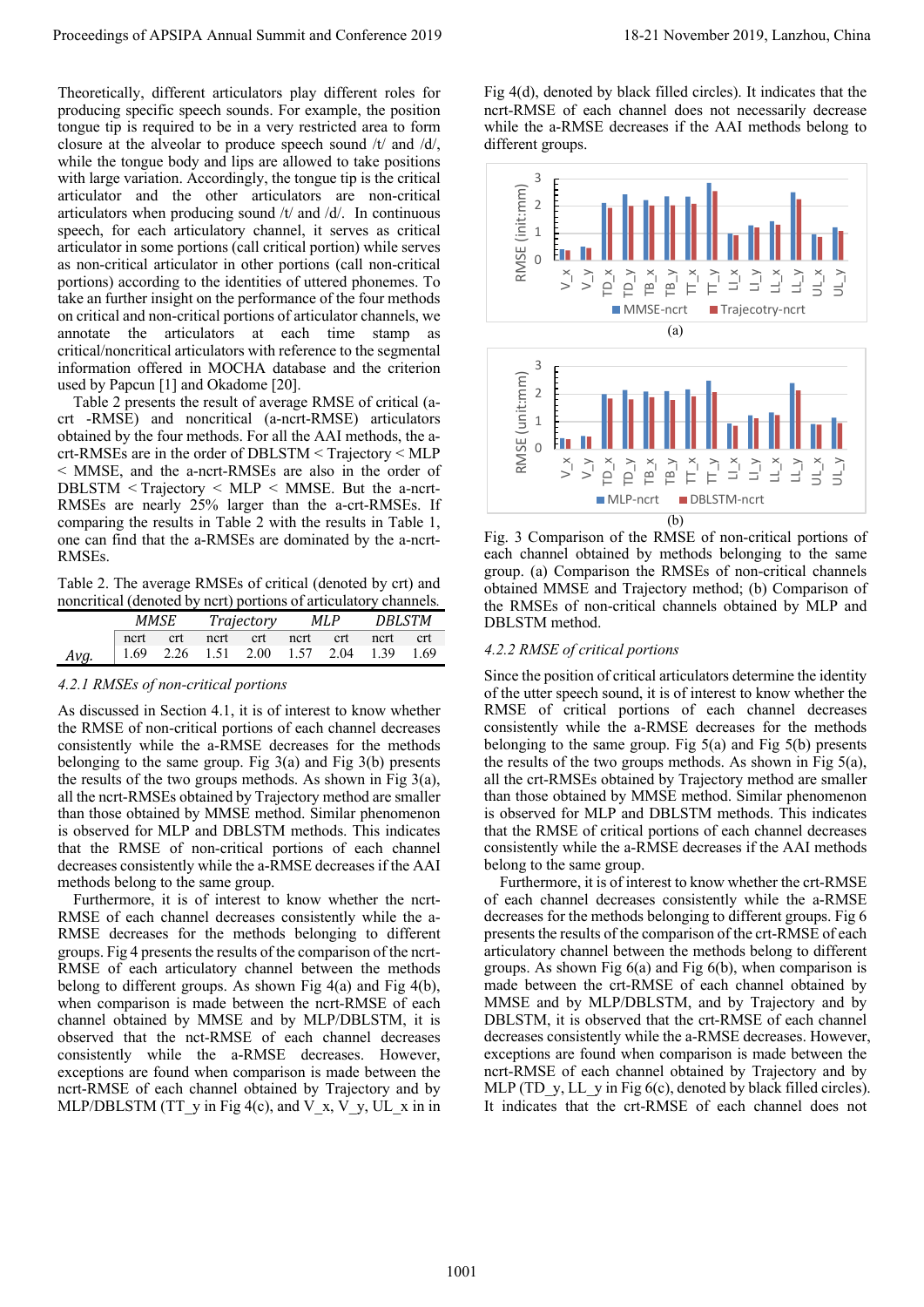Theoretically, different articulators play different roles for producing specific speech sounds. For example, the position tongue tip is required to be in a very restricted area to form closure at the alveolar to produce speech sound /t/ and /d/, while the tongue body and lips are allowed to take positions with large variation. Accordingly, the tongue tip is the critical articulator and the other articulators are non-critical articulators when producing sound /t/ and /d/. In continuous speech, for each articulatory channel, it serves as critical articulator in some portions (call critical portion) while serves as non-critical articulator in other portions (call non-critical portions) according to the identities of uttered phonemes. To take an further insight on the performance of the four methods on critical and non-critical portions of articulator channels, we annotate the articulators at each time stamp as critical/noncritical articulators with reference to the segmental information offered in MOCHA database and the criterion used by Papcun [1] and Okadome [20].

Table 2 presents the result of average RMSE of critical (a-crt -RMSE) and noncritical (a-ncrt-RMSE) articulators obtained by the four methods. For all the AAI methods, the a-crt-RMSEs are in the order of DBLSTM < Trajectory < MLP < MMSE, and the a-ncrt-RMSEs are also in the order of DBLSTM < Trajectory < MLP < MMSE. But the a-ncrt-RMSEs are nearly 25% larger than the a-crt-RMSEs. If comparing the results in Table 2 with the results in Table 1, one can find that the a-RMSEs are dominated by the a-ncrt-RMSEs.

Table 2. The average RMSEs of critical (denoted by crt) and noncritical (denoted by ncrt) portions of articulatory channels.

| | *MMSE* | | *Trajectory* | | *MLP* | | *DBLSTM* | |
|---|---|---|---|---|---|---|---|---|
| | ncrt | crt | ncrt | crt | ncrt | crt | ncrt | crt |
| *Avg.* | 1.69 | 2.26 | 1.51 | 2.00 | 1.57 | 2.04 | 1.39 | 1.69 |

*4.2.1 RMSEs of non-critical portions*

As discussed in Section 4.1, it is of interest to know whether the RMSE of non-critical portions of each channel decreases consistently while the a-RMSE decreases for the methods belonging to the same group. Fig 3(a) and Fig 3(b) presents the results of the two groups methods. As shown in Fig 3(a), all the ncrt-RMSEs obtained by Trajectory method are smaller than those obtained by MMSE method. Similar phenomenon is observed for MLP and DBLSTM methods. This indicates that the RMSE of non-critical portions of each channel decreases consistently while the a-RMSE decreases if the AAI methods belong to the same group.

Furthermore, it is of interest to know whether the ncrt-RMSE of each channel decreases consistently while the a-RMSE decreases for the methods belonging to different groups. Fig 4 presents the results of the comparison of the ncrt-RMSE of each articulatory channel between the methods belong to different groups. As shown Fig 4(a) and Fig 4(b), when comparison is made between the ncrt-RMSE of each channel obtained by MMSE and by MLP/DBLSTM, it is observed that the nct-RMSE of each channel decreases consistently while the a-RMSE decreases. However, exceptions are found when comparison is made between the ncrt-RMSE of each channel obtained by Trajectory and by MLP/DBLSTM (TT_y in Fig 4(c), and V_x, V_y, UL_x in in Fig 4(d), denoted by black filled circles). It indicates that the ncrt-RMSE of each channel does not necessarily decrease while the a-RMSE decreases if the AAI methods belong to different groups.

Fig. 3 Comparison of the RMSE of non-critical portions of each channel obtained by methods belonging to the same group. (a) Comparison the RMSEs of non-critical channels obtained MMSE and Trajectory method; (b) Comparison of the RMSEs of non-critical channels obtained by MLP and DBLSTM method.

*4.2.2 RMSE of critical portions*

Since the position of critical articulators determine the identity of the utter speech sound, it is of interest to know whether the RMSE of critical portions of each channel decreases consistently while the a-RMSE decreases for the methods belonging to the same group. Fig 5(a) and Fig 5(b) presents the results of the two groups methods. As shown in Fig 5(a), all the crt-RMSEs obtained by Trajectory method are smaller than those obtained by MMSE method. Similar phenomenon is observed for MLP and DBLSTM methods. This indicates that the RMSE of critical portions of each channel decreases consistently while the a-RMSE decreases if the AAI methods belong to the same group.

Furthermore, it is of interest to know whether the crt-RMSE of each channel decreases consistently while the a-RMSE decreases for the methods belonging to different groups. Fig 6 presents the results of the comparison of the crt-RMSE of each articulatory channel between the methods belong to different groups. As shown Fig 6(a) and Fig 6(b), when comparison is made between the crt-RMSE of each channel obtained by MMSE and by MLP/DBLSTM, and by Trajectory and by DBLSTM, it is observed that the crt-RMSE of each channel decreases consistently while the a-RMSE decreases. However, exceptions are found when comparison is made between the ncrt-RMSE of each channel obtained by Trajectory and by MLP (TD_y, LL_y in Fig 6(c), denoted by black filled circles). It indicates that the crt-RMSE of each channel does not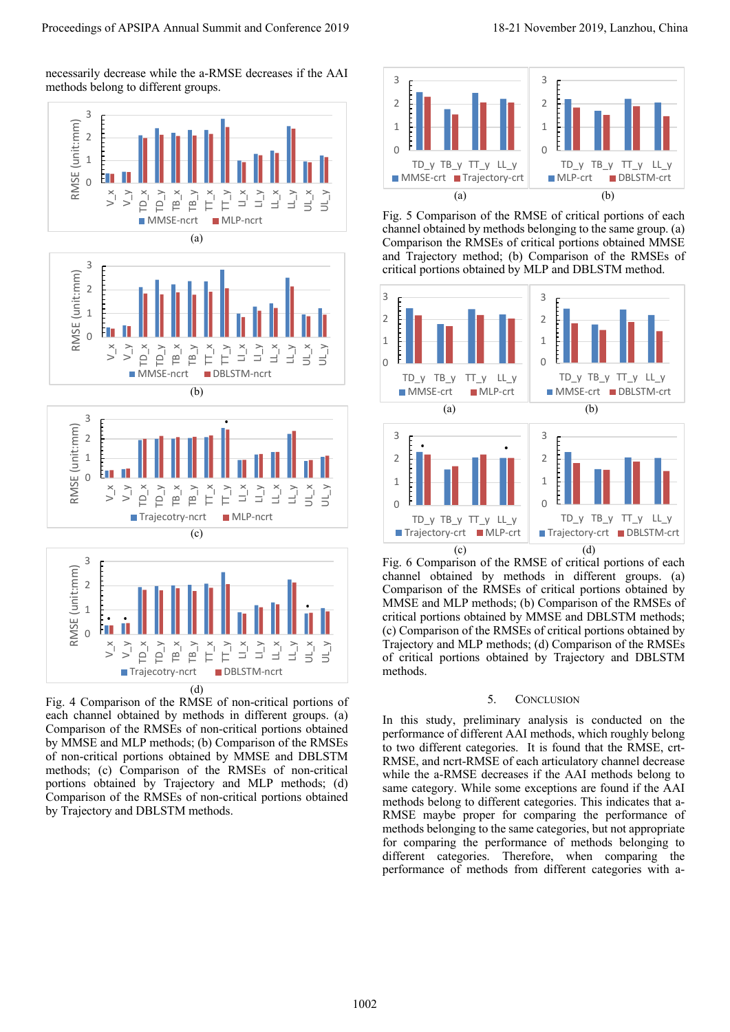necessarily decrease while the a-RMSE decreases if the AAI methods belong to different groups.

Fig. 4 Comparison of the RMSE of non-critical portions of each channel obtained by methods in different groups. (a) Comparison of the RMSEs of non-critical portions obtained by MMSE and MLP methods; (b) Comparison of the RMSEs of non-critical portions obtained by MMSE and DBLSTM methods; (c) Comparison of the RMSEs of non-critical portions obtained by Trajectory and MLP methods; (d) Comparison of the RMSEs of non-critical portions obtained by Trajectory and DBLSTM methods.

Fig. 5 Comparison of the RMSE of critical portions of each channel obtained by methods belonging to the same group. (a) Comparison the RMSEs of critical portions obtained MMSE and Trajectory method; (b) Comparison of the RMSEs of critical portions obtained by MLP and DBLSTM method.

Fig. 6 Comparison of the RMSE of critical portions of each channel obtained by methods in different groups. (a) Comparison of the RMSEs of critical portions obtained by MMSE and MLP methods; (b) Comparison of the RMSEs of critical portions obtained by MMSE and DBLSTM methods; (c) Comparison of the RMSEs of critical portions obtained by Trajectory and MLP methods; (d) Comparison of the RMSEs of critical portions obtained by Trajectory and DBLSTM methods.

## 5. Conclusion

In this study, preliminary analysis is conducted on the performance of different AAI methods, which roughly belong to two different categories. It is found that the RMSE, crt-RMSE, and ncrt-RMSE of each articulatory channel decrease while the a-RMSE decreases if the AAI methods belong to same category. While some exceptions are found if the AAI methods belong to different categories. This indicates that a-RMSE maybe proper for comparing the performance of methods belonging to the same categories, but not appropriate for comparing the performance of methods belonging to different categories. Therefore, when comparing the performance of methods from different categories with a-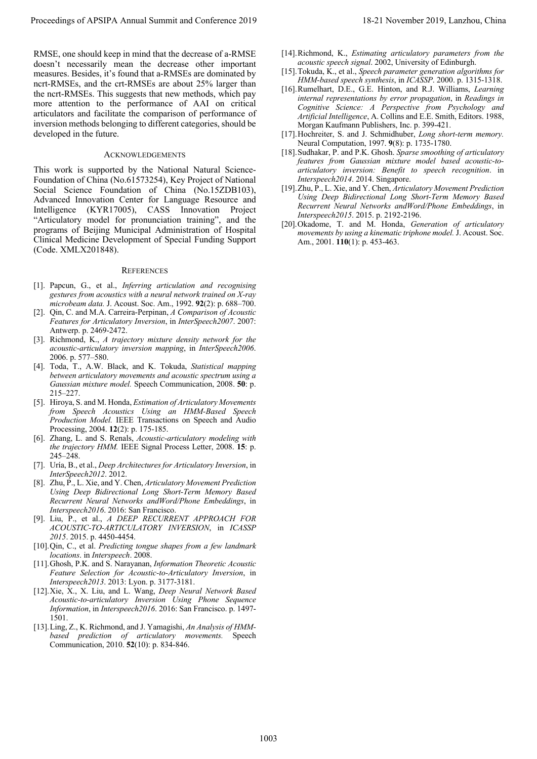RMSE, one should keep in mind that the decrease of a-RMSE doesn't necessarily mean the decrease other important measures. Besides, it's found that a-RMSEs are dominated by ncrt-RMSEs, and the crt-RMSEs are about 25% larger than the ncrt-RMSEs. This suggests that new methods, which pay more attention to the performance of AAI on critical articulators and facilitate the comparison of performance of inversion methods belonging to different categories, should be developed in the future.

## ACKNOWLEDGEMENTS

This work is supported by the National Natural Science-Foundation of China (No.61573254), Key Project of National Social Science Foundation of China (No.15ZDB103), Advanced Innovation Center for Language Resource and Intelligence (KYR17005), CASS Innovation Project "Articulatory model for pronunciation training", and the programs of Beijing Municipal Administration of Hospital Clinical Medicine Development of Special Funding Support (Code. XMLX201848).

## REFERENCES

[1]. Papcun, G., et al., *Inferring articulation and recognising gestures from acoustics with a neural network trained on X-ray microbeam data.* J. Acoust. Soc. Am., 1992. **92**(2): p. 688–700.

[2]. Qin, C. and M.A. Carreira-Perpinan, *A Comparison of Acoustic Features for Articulatory Inversion*, in *InterSpeech2007*. 2007: Antwerp. p. 2469-2472.

[3]. Richmond, K., *A trajectory mixture density network for the acoustic-articulatory inversion mapping*, in *InterSpeech2006*. 2006. p. 577–580.

[4]. Toda, T., A.W. Black, and K. Tokuda, *Statistical mapping between articulatory movements and acoustic spectrum using a Gaussian mixture model.* Speech Communication, 2008. **50**: p. 215–227.

[5]. Hiroya, S. and M. Honda, *Estimation of Articulatory Movements from Speech Acoustics Using an HMM-Based Speech Production Model.* IEEE Transactions on Speech and Audio Processing, 2004. **12**(2): p. 175-185.

[6]. Zhang, L. and S. Renals, *Acoustic-articulatory modeling with the trajectory HMM.* IEEE Signal Process Letter, 2008. **15**: p. 245–248.

[7]. Uría, B., et al., *Deep Architectures for Articulatory Inversion*, in *InterSpeech2012*. 2012.

[8]. Zhu, P., L. Xie, and Y. Chen, *Articulatory Movement Prediction Using Deep Bidirectional Long Short-Term Memory Based Recurrent Neural Networks andWord/Phone Embeddings*, in *Interspeech2016*. 2016: San Francisco.

[9]. Liu, P., et al., *A DEEP RECURRENT APPROACH FOR ACOUSTIC-TO-ARTICULATORY INVERSION*, in *ICASSP 2015*. 2015. p. 4450-4454.

[10]. Qin, C., et al. *Predicting tongue shapes from a few landmark locations*. in *Interspeech*. 2008.

[11]. Ghosh, P.K. and S. Narayanan, *Information Theoretic Acoustic Feature Selection for Acoustic-to-Articulatory Inversion*, in *Interspeech2013*. 2013: Lyon. p. 3177-3181.

[12]. Xie, X., X. Liu, and L. Wang, *Deep Neural Network Based Acoustic-to-articulatory Inversion Using Phone Sequence Information*, in *Interspeech2016*. 2016: San Francisco. p. 1497-1501.

[13]. Ling, Z., K. Richmond, and J. Yamagishi, *An Analysis of HMM-based prediction of articulatory movements.* Speech Communication, 2010. **52**(10): p. 834-846.

[14]. Richmond, K., *Estimating articulatory parameters from the acoustic speech signal*. 2002, University of Edinburgh.

[15]. Tokuda, K., et al., *Speech parameter generation algorithms for HMM-based speech synthesis*, in *ICASSP*. 2000. p. 1315-1318.

[16]. Rumelhart, D.E., G.E. Hinton, and R.J. Williams, *Learning internal representations by error propagation*, in *Readings in Cognitive Science: A Perspective from Psychology and Artificial Intelligence*, A. Collins and E.E. Smith, Editors. 1988, Morgan Kaufmann Publishers, Inc. p. 399-421.

[17]. Hochreiter, S. and J. Schmidhuber, *Long short-term memory.* Neural Computation, 1997. **9**(8): p. 1735-1780.

[18]. Sudhakar, P. and P.K. Ghosh. *Sparse smoothing of articulatory features from Gaussian mixture model based acoustic-to-articulatory inversion: Benefit to speech recognition*. in *Interspeech2014*. 2014. Singapore.

[19]. Zhu, P., L. Xie, and Y. Chen, *Articulatory Movement Prediction Using Deep Bidirectional Long Short-Term Memory Based Recurrent Neural Networks andWord/Phone Embeddings*, in *Interspeech2015*. 2015. p. 2192-2196.

[20]. Okadome, T. and M. Honda, *Generation of articulatory movements by using a kinematic triphone model.* J. Acoust. Soc. Am., 2001. **110**(1): p. 453-463.